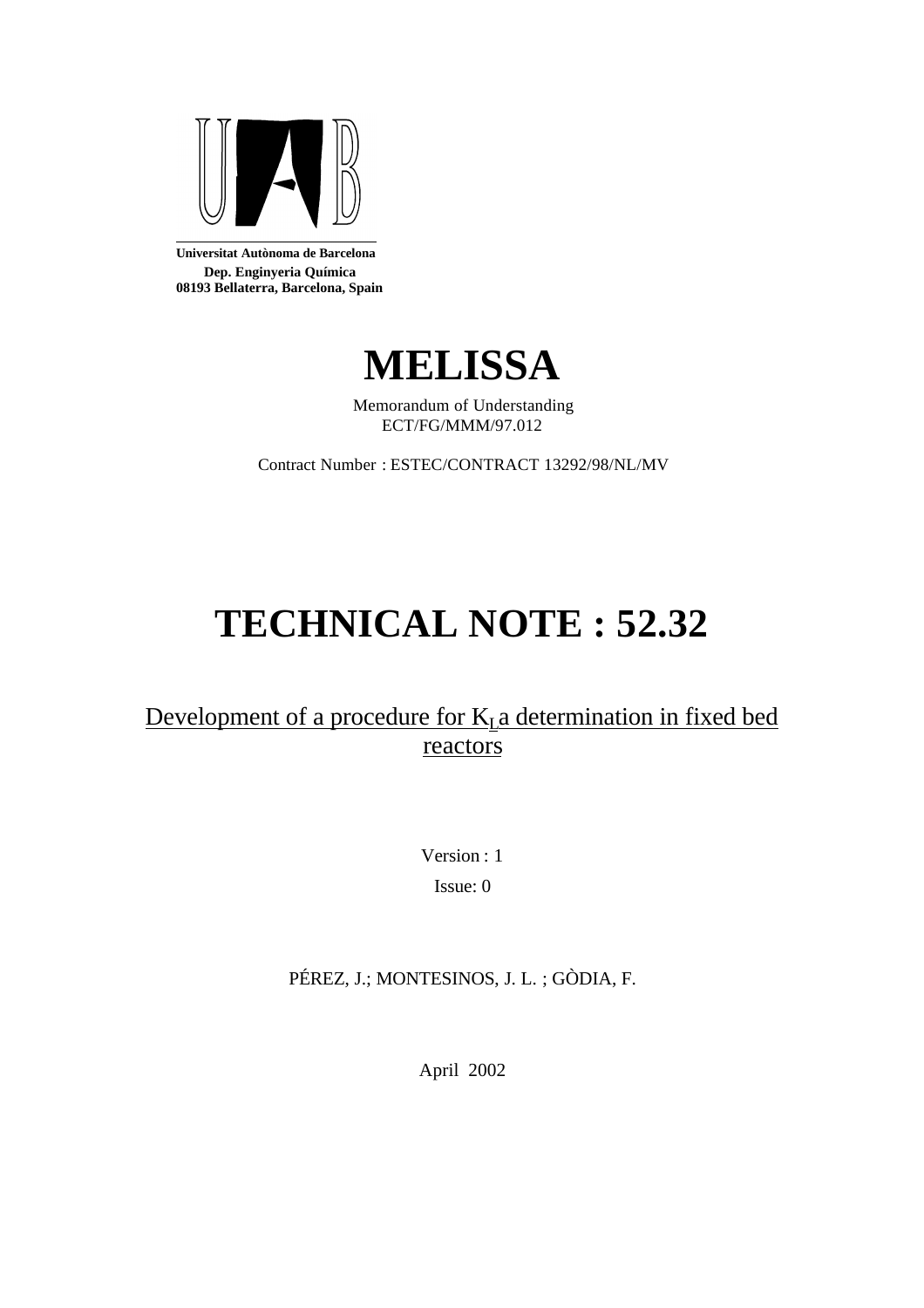**Universitat Autònoma de Barcelona**
**Dep. Enginyeria Química**
**08193 Bellaterra, Barcelona, Spain**

# MELISSA

Memorandum of Understanding
ECT/FG/MMM/97.012

Contract Number : ESTEC/CONTRACT 13292/98/NL/MV

# TECHNICAL NOTE : 52.32

## Development of a procedure for $K_L a$ determination in fixed bed reactors

Version : 1

Issue: 0

PÉREZ, J.; MONTESINOS, J. L. ; GÒDIA, F.

April 2002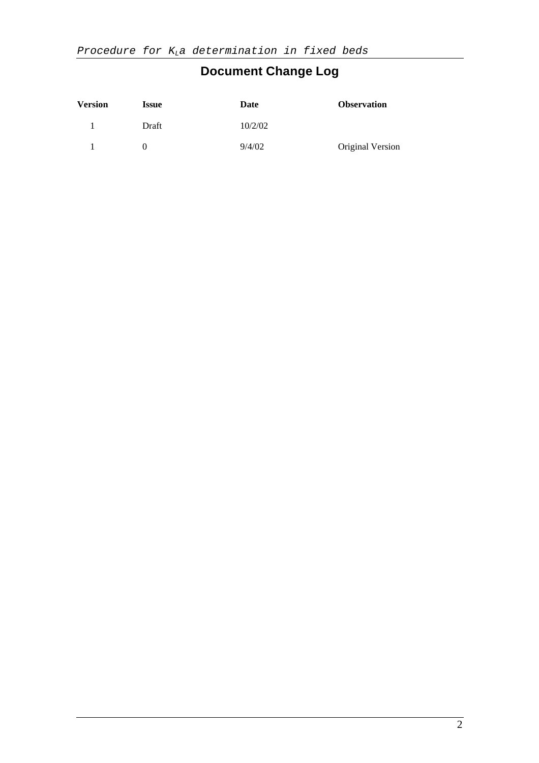# Document Change Log

| Version | Issue | Date | Observation |
|---|---|---|---|
| 1 | Draft | 10/2/02 | |
| 1 | 0 | 9/4/02 | Original Version |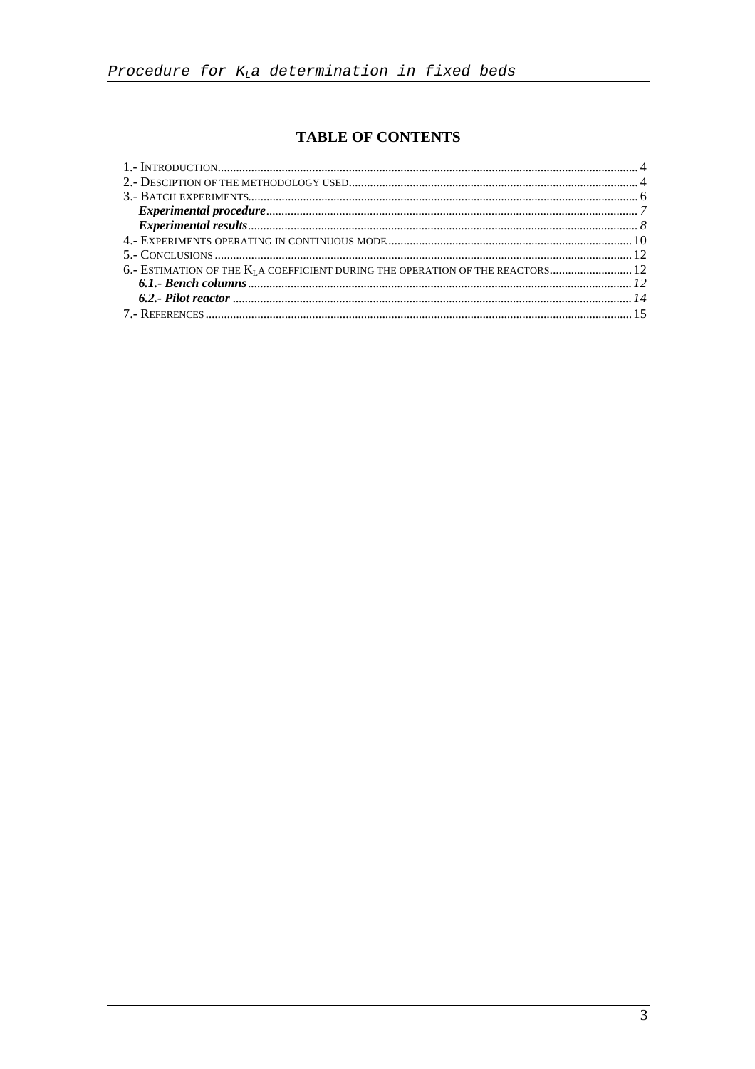## TABLE OF CONTENTS

1.- INTRODUCTION........................................................................................................................................ 4
2.- DESCIPTION OF THE METHODOLOGY USED.............................................................................................. 4
3.- BATCH EXPERIMENTS.............................................................................................................................. 6
*Experimental procedure*........................................................................................................................ 7
*Experimental results*.............................................................................................................................. 8
4.- EXPERIMENTS OPERATING IN CONTINUOUS MODE................................................................................ 10
5.- CONCLUSIONS........................................................................................................................................ 12
6.- ESTIMATION OF THE $K_L$A COEFFICIENT DURING THE OPERATION OF THE REACTORS........................... 12
*6.1.- Bench columns*.................................................................................................................................. 12
*6.2.- Pilot reactor*...................................................................................................................................... 14
7.- REFERENCES.......................................................................................................................................... 15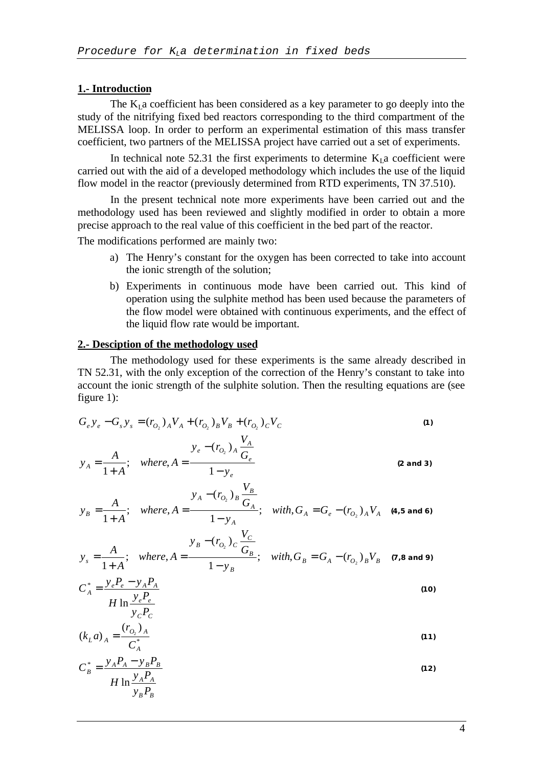## 1.- Introduction

The $K_La$ coefficient has been considered as a key parameter to go deeply into the study of the nitrifying fixed bed reactors corresponding to the third compartment of the MELISSA loop. In order to perform an experimental estimation of this mass transfer coefficient, two partners of the MELISSA project have carried out a set of experiments.

In technical note 52.31 the first experiments to determine $K_La$ coefficient were carried out with the aid of a developed methodology which includes the use of the liquid flow model in the reactor (previously determined from RTD experiments, TN 37.510).

In the present technical note more experiments have been carried out and the methodology used has been reviewed and slightly modified in order to obtain a more precise approach to the real value of this coefficient in the bed part of the reactor.

The modifications performed are mainly two:

a) The Henry's constant for the oxygen has been corrected to take into account the ionic strength of the solution;

b) Experiments in continuous mode have been carried out. This kind of operation using the sulphite method has been used because the parameters of the flow model were obtained with continuous experiments, and the effect of the liquid flow rate would be important.

## 2.- Desciption of the methodology used

The methodology used for these experiments is the same already described in TN 52.31, with the only exception of the correction of the Henry's constant to take into account the ionic strength of the sulphite solution. Then the resulting equations are (see figure 1):

$$G_e y_e - G_s y_s = (r_{O_2})_A V_A + (r_{O_2})_B V_B + (r_{O_2})_C V_C \quad \textbf{(1)}$$

$$y_A = \frac{A}{1+A}; \quad where, A = \frac{y_e - (r_{O_2})_A \dfrac{V_A}{G_e}}{1-y_e} \quad \textbf{(2 and 3)}$$

$$y_B = \frac{A}{1+A}; \quad where, A = \frac{y_A - (r_{O_2})_B \dfrac{V_B}{G_A}}{1-y_A}; \quad with, G_A = G_e - (r_{O_2})_A V_A \quad \textbf{(4,5 and 6)}$$

$$y_s = \frac{A}{1+A}; \quad where, A = \frac{y_B - (r_{O_2})_C \dfrac{V_C}{G_B}}{1-y_B}; \quad with, G_B = G_A - (r_{O_2})_B V_B \quad \textbf{(7,8 and 9)}$$

$$C_A^* = \frac{y_e P_e - y_A P_A}{H \ln \dfrac{y_e P_e}{y_C P_C}} \quad \textbf{(10)}$$

$$(k_L a)_A = \frac{(r_{O_2})_A}{C_A^*} \quad \textbf{(11)}$$

$$C_B^* = \frac{y_A P_A - y_B P_B}{H \ln \dfrac{y_A P_A}{y_B P_B}} \quad \textbf{(12)}$$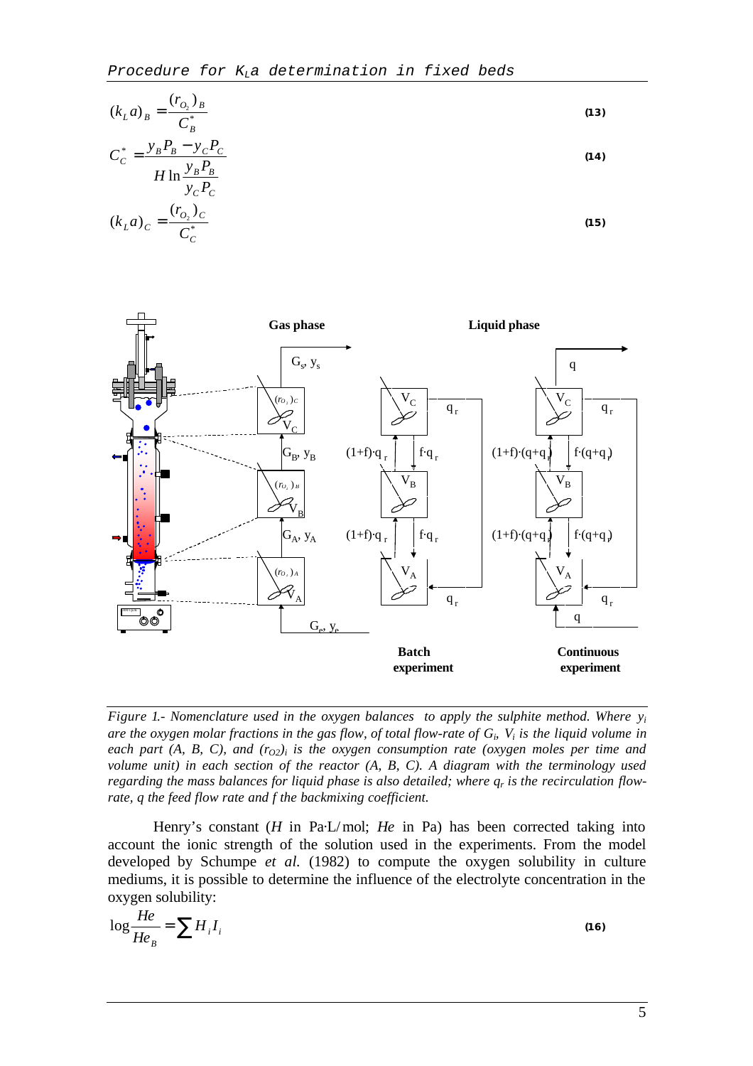$$(k_L a)_B = \frac{(r_{O_2})_B}{C_B^*} \tag{13}$$

$$C_C^* = \frac{y_B P_B - y_C P_C}{H \ln \frac{y_B P_B}{y_C P_C}} \tag{14}$$

$$(k_L a)_C = \frac{(r_{O_2})_C}{C_C^*} \tag{15}$$

*Figure 1.- Nomenclature used in the oxygen balances to apply the sulphite method. Where $y_i$ are the oxygen molar fractions in the gas flow, of total flow-rate of $G_i$, $V_i$ is the liquid volume in each part (A, B, C), and $(r_{O2})_i$ is the oxygen consumption rate (oxygen moles per time and volume unit) in each section of the reactor (A, B, C). A diagram with the terminology used regarding the mass balances for liquid phase is also detailed; where $q_r$ is the recirculation flow-rate, q the feed flow rate and f the backmixing coefficient.*

Henry's constant ($H$ in Pa·L/mol; $He$ in Pa) has been corrected taking into account the ionic strength of the solution used in the experiments. From the model developed by Schumpe *et al.* (1982) to compute the oxygen solubility in culture mediums, it is possible to determine the influence of the electrolyte concentration in the oxygen solubility:

$$\log \frac{He}{He_B} = \sum H_i I_i \tag{16}$$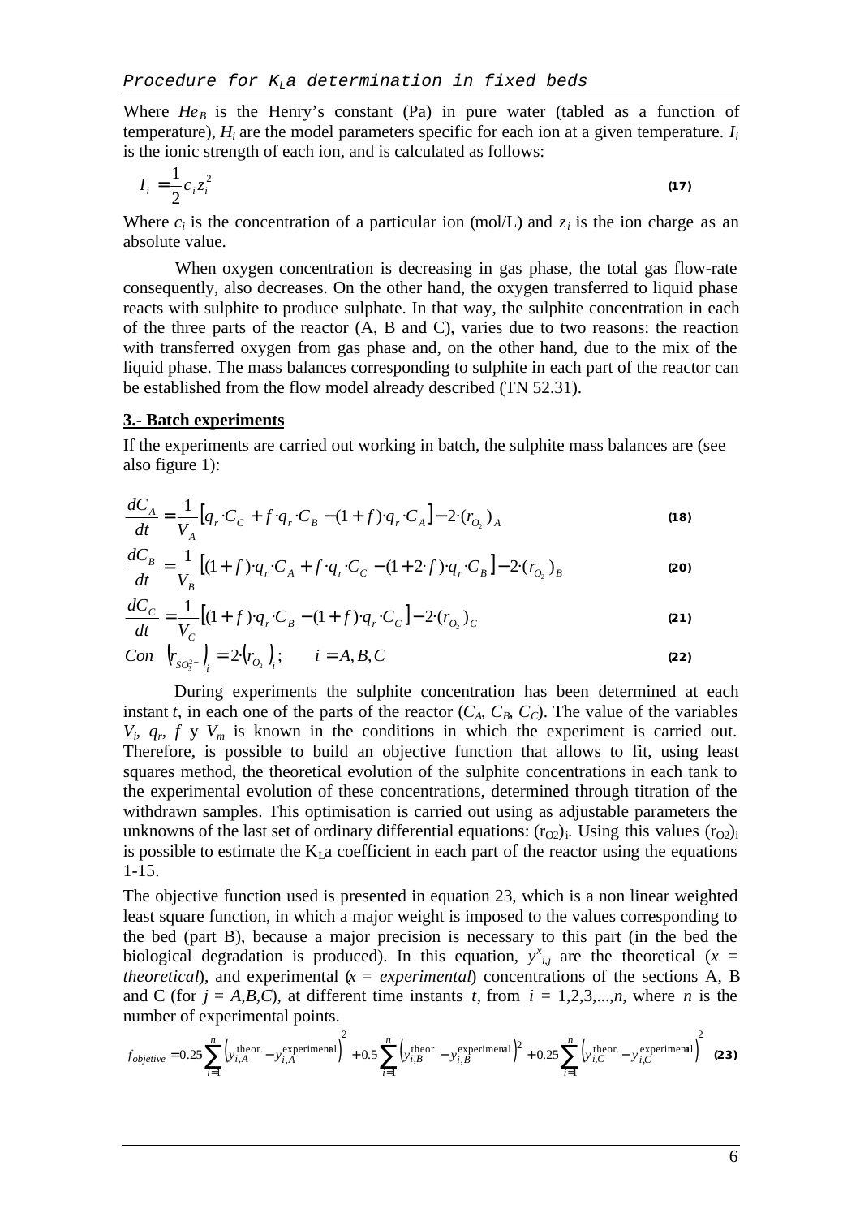Where $He_B$ is the Henry's constant (Pa) in pure water (tabled as a function of temperature), $H_i$ are the model parameters specific for each ion at a given temperature. $I_i$ is the ionic strength of each ion, and is calculated as follows:

$$I_i = \frac{1}{2} c_i z_i^2 \tag{17}$$

Where $c_i$ is the concentration of a particular ion (mol/L) and $z_i$ is the ion charge as an absolute value.

When oxygen concentration is decreasing in gas phase, the total gas flow-rate consequently, also decreases. On the other hand, the oxygen transferred to liquid phase reacts with sulphite to produce sulphate. In that way, the sulphite concentration in each of the three parts of the reactor (A, B and C), varies due to two reasons: the reaction with transferred oxygen from gas phase and, on the other hand, due to the mix of the liquid phase. The mass balances corresponding to sulphite in each part of the reactor can be established from the flow model already described (TN 52.31).

**3.- Batch experiments**

If the experiments are carried out working in batch, the sulphite mass balances are (see also figure 1):

$$\frac{dC_A}{dt} = \frac{1}{V_A}\left[q_r \cdot C_C + f \cdot q_r \cdot C_B - (1+f) \cdot q_r \cdot C_A\right] - 2 \cdot (r_{O_2})_A \tag{18}$$

$$\frac{dC_B}{dt} = \frac{1}{V_B}\left[(1+f) \cdot q_r \cdot C_A + f \cdot q_r \cdot C_C - (1+2 \cdot f) \cdot q_r \cdot C_B\right] - 2 \cdot (r_{O_2})_B \tag{20}$$

$$\frac{dC_C}{dt} = \frac{1}{V_C}\left[(1+f) \cdot q_r \cdot C_B - (1+f) \cdot q_r \cdot C_C\right] - 2 \cdot (r_{O_2})_C \tag{21}$$

$$Con \quad \left(r_{SO_3^{2-}}\right)_i = 2 \cdot \left(r_{O_2}\right)_i; \qquad i = A, B, C \tag{22}$$

During experiments the sulphite concentration has been determined at each instant $t$, in each one of the parts of the reactor ($C_A$, $C_B$, $C_C$). The value of the variables $V_i$, $q_r$, $f$ y $V_m$ is known in the conditions in which the experiment is carried out. Therefore, is possible to build an objective function that allows to fit, using least squares method, the theoretical evolution of the sulphite concentrations in each tank to the experimental evolution of these concentrations, determined through titration of the withdrawn samples. This optimisation is carried out using as adjustable parameters the unknowns of the last set of ordinary differential equations: $(r_{O2})_i$. Using this values $(r_{O2})_i$ is possible to estimate the $K_La$ coefficient in each part of the reactor using the equations 1-15.

The objective function used is presented in equation 23, which is a non linear weighted least square function, in which a major weight is imposed to the values corresponding to the bed (part B), because a major precision is necessary to this part (in the bed the biological degradation is produced). In this equation, $y^x_{i,j}$ are the theoretical ($x$ = *theoretical*), and experimental ($x$ = *experimental*) concentrations of the sections A, B and C (for $j = A,B,C$), at different time instants $t$, from $i = 1,2,3,...,n$, where $n$ is the number of experimental points.

$$f_{objetive} = 0.25 \sum_{i=1}^{n}\left(y_{i,A}^{\text{theor.}} - y_{i,A}^{\text{experimental}}\right)^2 + 0.5 \sum_{i=1}^{n}\left(y_{i,B}^{\text{theor.}} - y_{i,B}^{\text{experimental}}\right)^2 + 0.25 \sum_{i=1}^{n}\left(y_{i,C}^{\text{theor.}} - y_{i,C}^{\text{experimental}}\right)^2 \tag{23}$$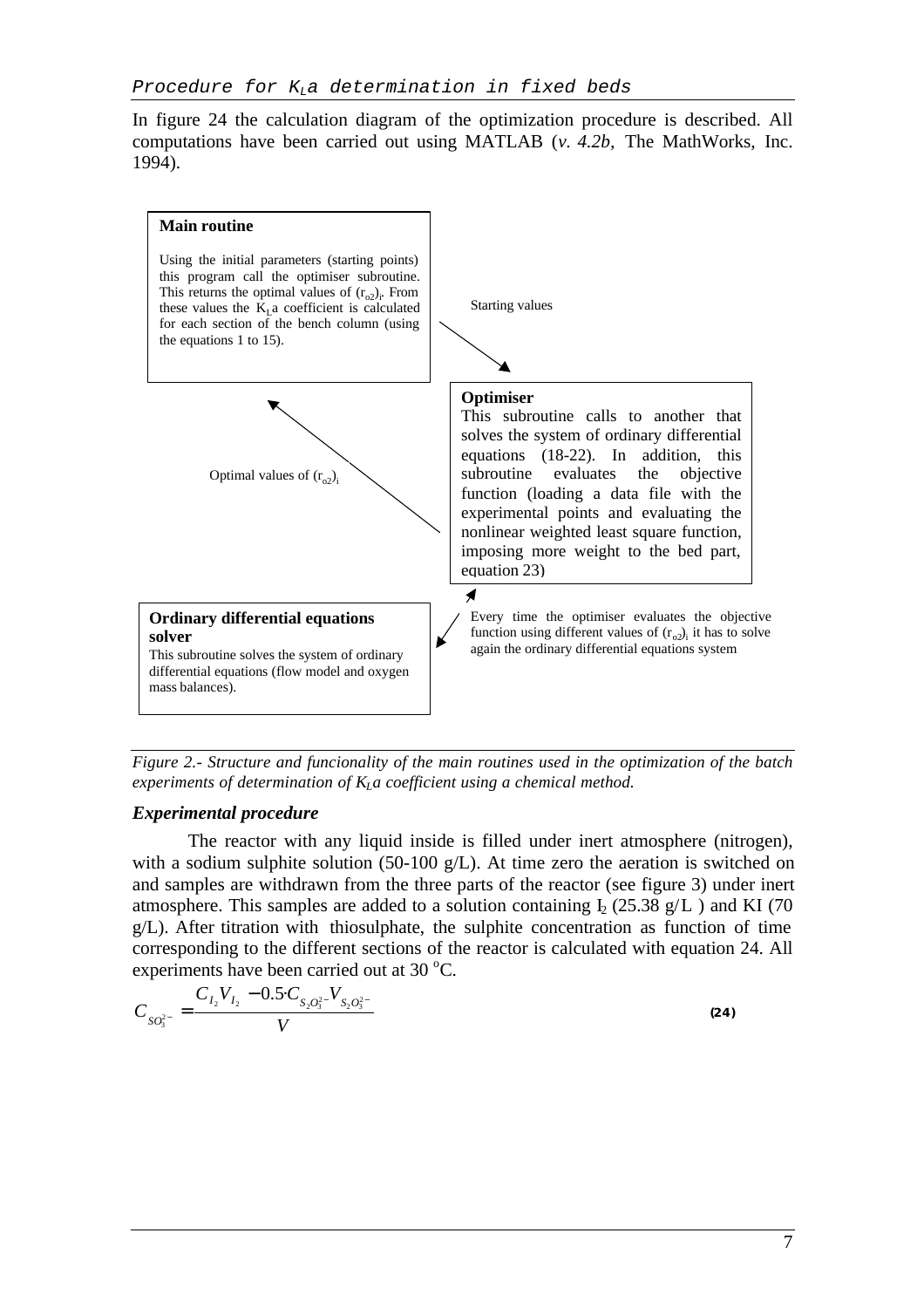### *Procedure for $K_La$ determination in fixed beds*

In figure 24 the calculation diagram of the optimization procedure is described. All computations have been carried out using MATLAB (*v. 4.2b,* The MathWorks, Inc. 1994).

**Main routine**

Using the initial parameters (starting points) this program call the optimiser subroutine. This returns the optimal values of $(r_{o2})_i$. From these values the $K_La$ coefficient is calculated for each section of the bench column (using the equations 1 to 15).

Starting values

**Optimiser**

This subroutine calls to another that solves the system of ordinary differential equations (18-22). In addition, this subroutine evaluates the objective function (loading a data file with the experimental points and evaluating the nonlinear weighted least square function, imposing more weight to the bed part, equation 23)

Optimal values of $(r_{o2})_i$

**Ordinary differential equations solver**

This subroutine solves the system of ordinary differential equations (flow model and oxygen mass balances).

Every time the optimiser evaluates the objective function using different values of $(r_{o2})_i$ it has to solve again the ordinary differential equations system

*Figure 2.- Structure and funcionality of the main routines used in the optimization of the batch experiments of determination of $K_La$ coefficient using a chemical method.*

### *Experimental procedure*

The reactor with any liquid inside is filled under inert atmosphere (nitrogen), with a sodium sulphite solution (50-100 g/L). At time zero the aeration is switched on and samples are withdrawn from the three parts of the reactor (see figure 3) under inert atmosphere. This samples are added to a solution containing $I_2$ (25.38 g/L ) and KI (70 g/L). After titration with thiosulphate, the sulphite concentration as function of time corresponding to the different sections of the reactor is calculated with equation 24. All experiments have been carried out at 30 °C.

$$C_{SO_3^{2-}} = \frac{C_{I_2} V_{I_2} - 0.5 \cdot C_{S_2O_3^{2-}} V_{S_2O_3^{2-}}}{V} \qquad \textbf{(24)}$$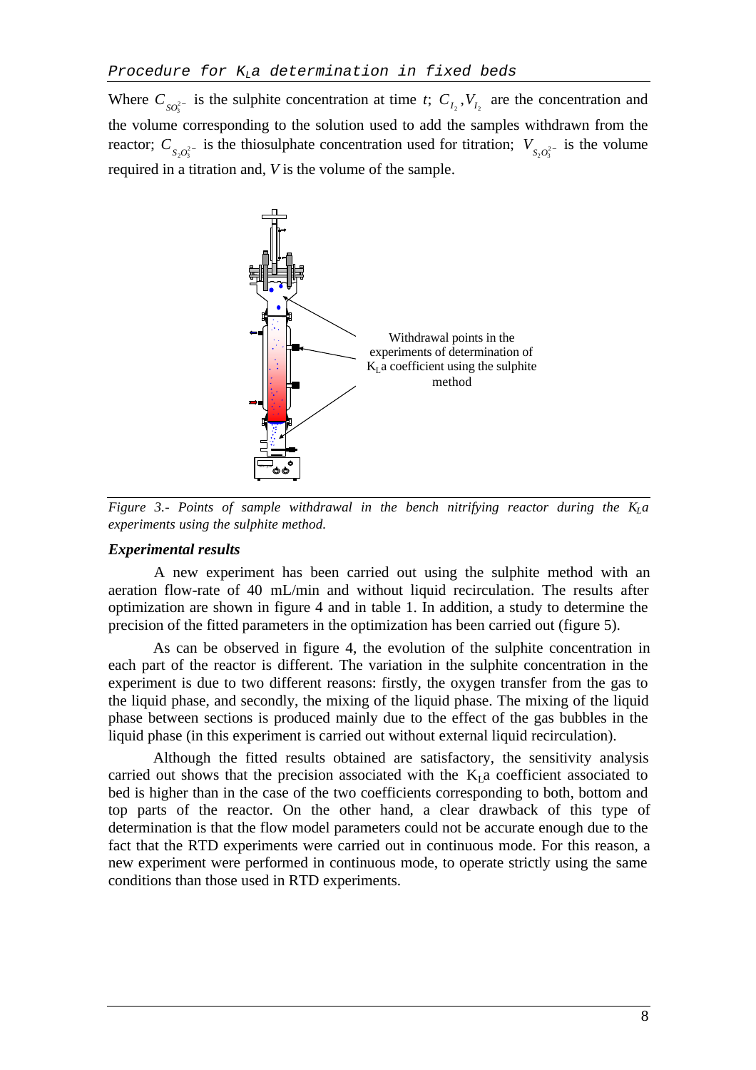Where $C_{SO_3^{2-}}$ is the sulphite concentration at time *t*; $C_{I_2}, V_{I_2}$ are the concentration and the volume corresponding to the solution used to add the samples withdrawn from the reactor; $C_{S_2O_3^{2-}}$ is the thiosulphate concentration used for titration; $V_{S_2O_3^{2-}}$ is the volume required in a titration and, *V* is the volume of the sample.

Withdrawal points in the experiments of determination of $K_La$ coefficient using the sulphite method

*Figure 3.- Points of sample withdrawal in the bench nitrifying reactor during the $K_La$ experiments using the sulphite method.*

### *Experimental results*

A new experiment has been carried out using the sulphite method with an aeration flow-rate of 40 mL/min and without liquid recirculation. The results after optimization are shown in figure 4 and in table 1. In addition, a study to determine the precision of the fitted parameters in the optimization has been carried out (figure 5).

As can be observed in figure 4, the evolution of the sulphite concentration in each part of the reactor is different. The variation in the sulphite concentration in the experiment is due to two different reasons: firstly, the oxygen transfer from the gas to the liquid phase, and secondly, the mixing of the liquid phase. The mixing of the liquid phase between sections is produced mainly due to the effect of the gas bubbles in the liquid phase (in this experiment is carried out without external liquid recirculation).

Although the fitted results obtained are satisfactory, the sensitivity analysis carried out shows that the precision associated with the $K_La$ coefficient associated to bed is higher than in the case of the two coefficients corresponding to both, bottom and top parts of the reactor. On the other hand, a clear drawback of this type of determination is that the flow model parameters could not be accurate enough due to the fact that the RTD experiments were carried out in continuous mode. For this reason, a new experiment were performed in continuous mode, to operate strictly using the same conditions than those used in RTD experiments.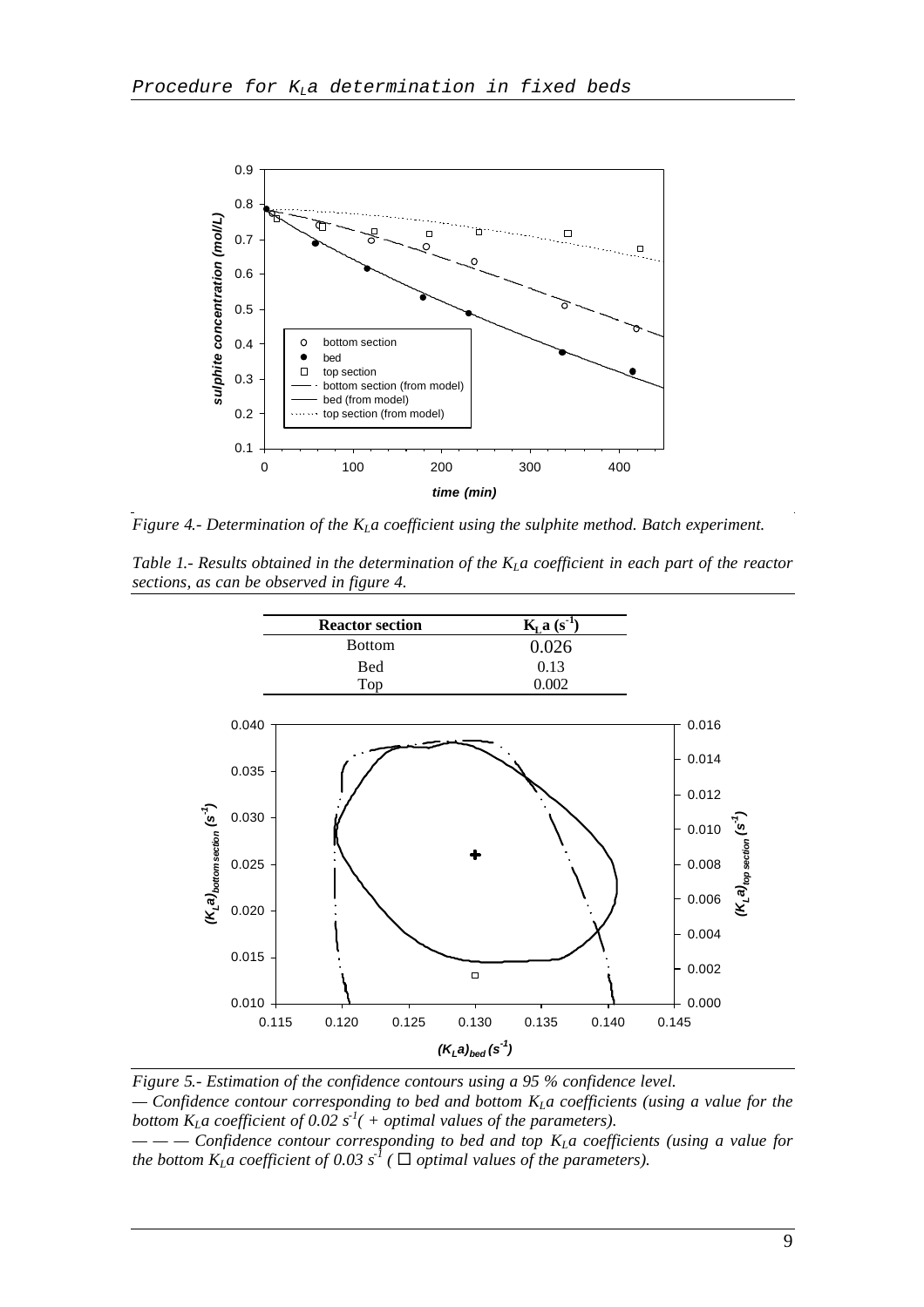*Figure 4.- Determination of the $K_La$ coefficient using the sulphite method. Batch experiment.*

*Table 1.- Results obtained in the determination of the $K_La$ coefficient in each part of the reactor sections, as can be observed in figure 4.*

| **Reactor section** | **$K_L a$ ($s^{-1}$)** |
|---|---|
| Bottom | 0.026 |
| Bed | 0.13 |
| Top | 0.002 |

*Figure 5.- Estimation of the confidence contours using a 95 % confidence level.*

*— Confidence contour corresponding to bed and bottom $K_La$ coefficients (using a value for the bottom $K_La$ coefficient of 0.02 $s^{-1}$( + optimal values of the parameters).*

*— — — Confidence contour corresponding to bed and top $K_La$ coefficients (using a value for the bottom $K_La$ coefficient of 0.03 $s^{-1}$ ( □ optimal values of the parameters).*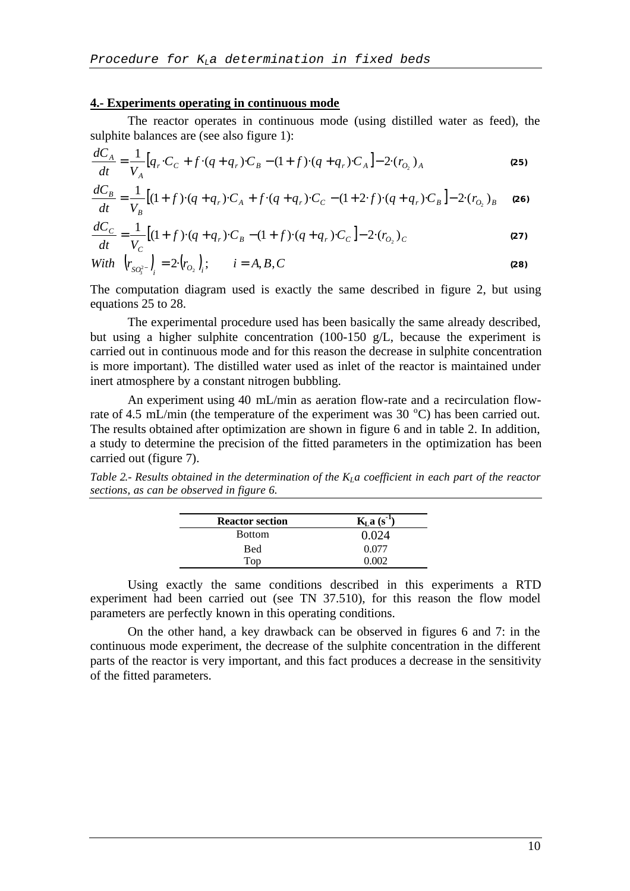## 4.- Experiments operating in continuous mode

The reactor operates in continuous mode (using distilled water as feed), the sulphite balances are (see also figure 1):

$$\frac{dC_A}{dt} = \frac{1}{V_A}\left[q_r \cdot C_C + f \cdot (q + q_r) \cdot C_B - (1+f) \cdot (q + q_r) \cdot C_A\right] - 2 \cdot (r_{O_2})_A \quad \textbf{(25)}$$

$$\frac{dC_B}{dt} = \frac{1}{V_B}\left[(1+f) \cdot (q + q_r) \cdot C_A + f \cdot (q + q_r) \cdot C_C - (1 + 2 \cdot f) \cdot (q + q_r) \cdot C_B\right] - 2 \cdot (r_{O_2})_B \quad \textbf{(26)}$$

$$\frac{dC_C}{dt} = \frac{1}{V_C}\left[(1+f) \cdot (q + q_r) \cdot C_B - (1+f) \cdot (q + q_r) \cdot C_C\right] - 2 \cdot (r_{O_2})_C \quad \textbf{(27)}$$

$$With \quad \left(r_{SO_3^{2-}}\right)_i = 2 \cdot \left(r_{O_2}\right)_i; \qquad i = A, B, C \quad \textbf{(28)}$$

The computation diagram used is exactly the same described in figure 2, but using equations 25 to 28.

The experimental procedure used has been basically the same already described, but using a higher sulphite concentration (100-150 g/L, because the experiment is carried out in continuous mode and for this reason the decrease in sulphite concentration is more important). The distilled water used as inlet of the reactor is maintained under inert atmosphere by a constant nitrogen bubbling.

An experiment using 40 mL/min as aeration flow-rate and a recirculation flow-rate of 4.5 mL/min (the temperature of the experiment was 30 $^oC$) has been carried out. The results obtained after optimization are shown in figure 6 and in table 2. In addition, a study to determine the precision of the fitted parameters in the optimization has been carried out (figure 7).

*Table 2.- Results obtained in the determination of the $K_La$ coefficient in each part of the reactor sections, as can be observed in figure 6.*

| Reactor section | $K_L a$ ($s^{-1}$) |
|---|---|
| Bottom | 0.024 |
| Bed | 0.077 |
| Top | 0.002 |

Using exactly the same conditions described in this experiments a RTD experiment had been carried out (see TN 37.510), for this reason the flow model parameters are perfectly known in this operating conditions.

On the other hand, a key drawback can be observed in figures 6 and 7: in the continuous mode experiment, the decrease of the sulphite concentration in the different parts of the reactor is very important, and this fact produces a decrease in the sensitivity of the fitted parameters.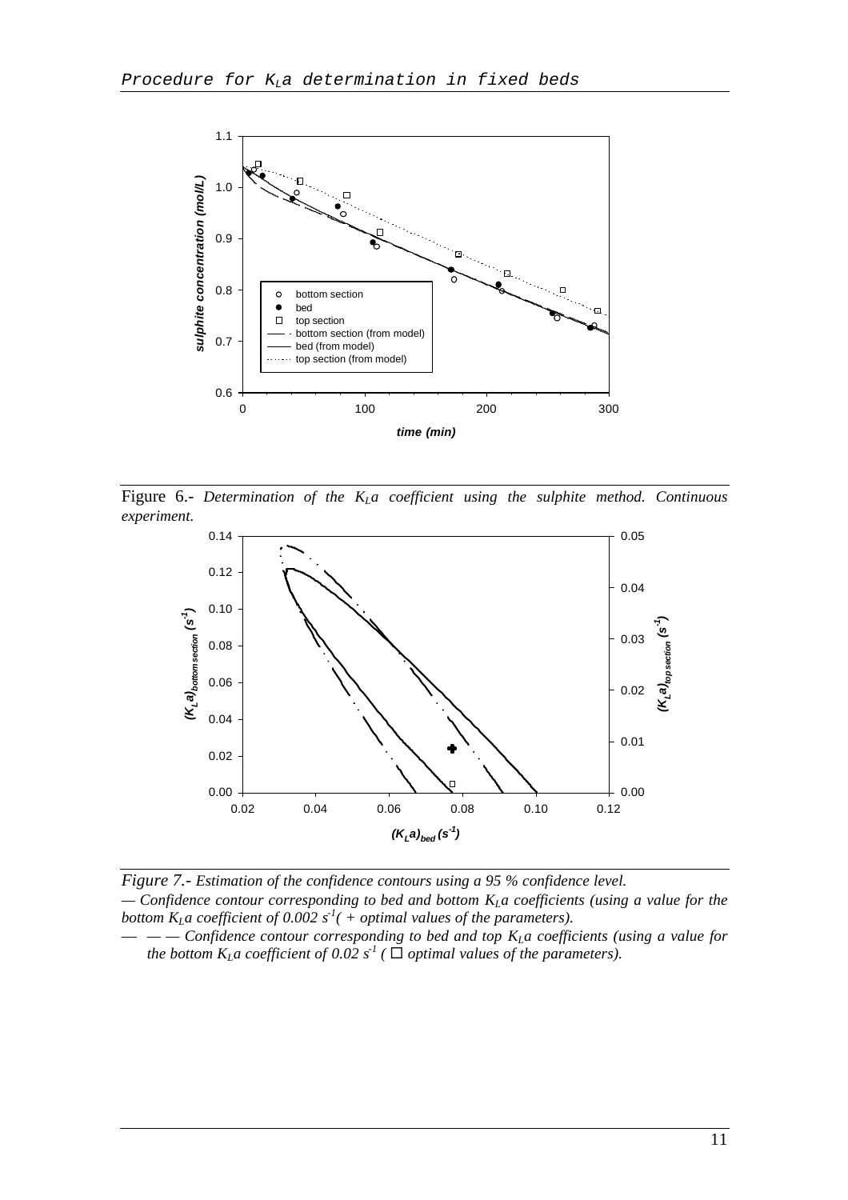Figure 6.- *Determination of the $K_La$ coefficient using the sulphite method. Continuous experiment.*

*Figure 7.- Estimation of the confidence contours using a 95 % confidence level.*

*— Confidence contour corresponding to bed and bottom $K_La$ coefficients (using a value for the bottom $K_La$ coefficient of 0.002 $s^{-1}$( + optimal values of the parameters).*

*— — — Confidence contour corresponding to bed and top $K_La$ coefficients (using a value for the bottom $K_La$ coefficient of 0.02 $s^{-1}$ ( ☐ optimal values of the parameters).*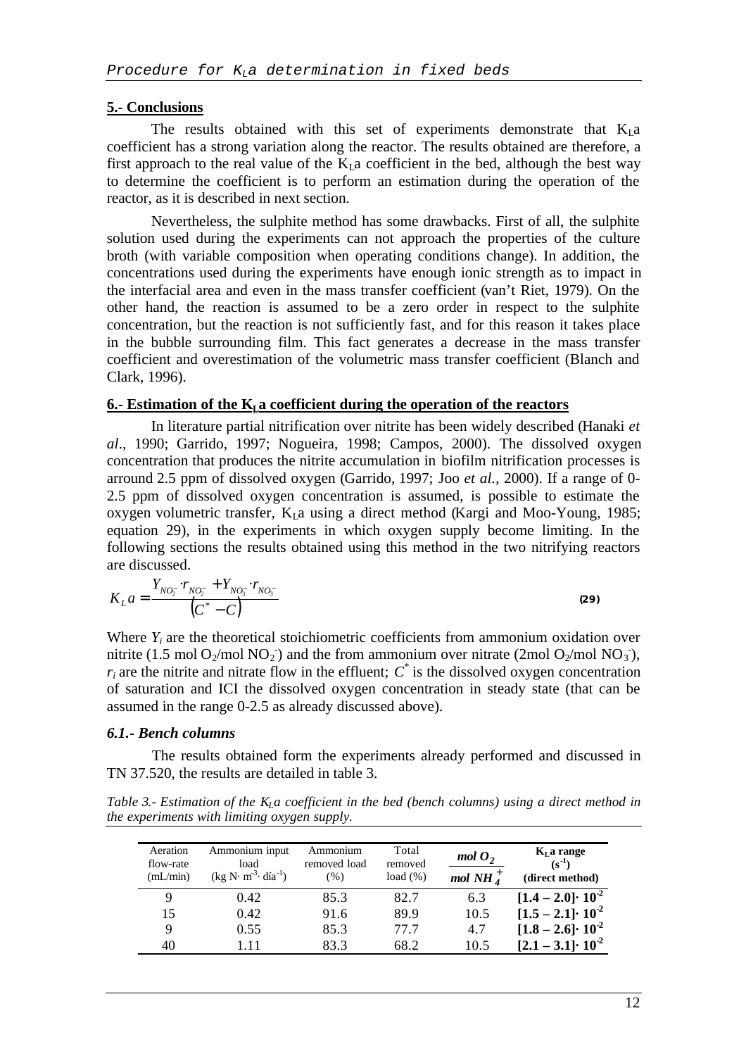## 5.- Conclusions

The results obtained with this set of experiments demonstrate that $K_La$ coefficient has a strong variation along the reactor. The results obtained are therefore, a first approach to the real value of the $K_La$ coefficient in the bed, although the best way to determine the coefficient is to perform an estimation during the operation of the reactor, as it is described in next section.

Nevertheless, the sulphite method has some drawbacks. First of all, the sulphite solution used during the experiments can not approach the properties of the culture broth (with variable composition when operating conditions change). In addition, the concentrations used during the experiments have enough ionic strength as to impact in the interfacial area and even in the mass transfer coefficient (van't Riet, 1979). On the other hand, the reaction is assumed to be a zero order in respect to the sulphite concentration, but the reaction is not sufficiently fast, and for this reason it takes place in the bubble surrounding film. This fact generates a decrease in the mass transfer coefficient and overestimation of the volumetric mass transfer coefficient (Blanch and Clark, 1996).

## 6.- Estimation of the $K_La$ coefficient during the operation of the reactors

In literature partial nitrification over nitrite has been widely described (Hanaki *et al*., 1990; Garrido, 1997; Nogueira, 1998; Campos, 2000). The dissolved oxygen concentration that produces the nitrite accumulation in biofilm nitrification processes is arround 2.5 ppm of dissolved oxygen (Garrido, 1997; Joo *et al.*, 2000). If a range of 0-2.5 ppm of dissolved oxygen concentration is assumed, is possible to estimate the oxygen volumetric transfer, $K_La$ using a direct method (Kargi and Moo-Young, 1985; equation 29), in the experiments in which oxygen supply become limiting. In the following sections the results obtained using this method in the two nitrifying reactors are discussed.

$$K_La = \frac{Y_{NO_2^-} \cdot r_{NO_2^-} + Y_{NO_3^-} \cdot r_{NO_3^-}}{\left(C^* - C\right)} \qquad \textbf{(29)}$$

Where $Y_i$ are the theoretical stoichiometric coefficients from ammonium oxidation over nitrite (1.5 mol $O_2$/mol $NO_2^-$) and the from ammonium over nitrate (2mol $O_2$/mol $NO_3^-$), $r_i$ are the nitrite and nitrate flow in the effluent; $C^*$ is the dissolved oxygen concentration of saturation and ICI the dissolved oxygen concentration in steady state (that can be assumed in the range 0-2.5 as already discussed above).

### *6.1.- Bench columns*

The results obtained form the experiments already performed and discussed in TN 37.520, the results are detailed in table 3.

*Table 3.- Estimation of the $K_La$ coefficient in the bed (bench columns) using a direct method in the experiments with limiting oxygen supply.*

| Aeration flow-rate (mL/min) | Ammonium input load (kg N· m$^{-3}$· día$^{-1}$) | Ammonium removed load (%) | Total removed load (%) | $\frac{mol\ O_2}{mol\ NH_4^+}$ | **$K_La$ range ($s^{-1}$) (direct method)** |
|---|---|---|---|---|---|
| 9 | 0.42 | 85.3 | 82.7 | 6.3 | **$[1.4 - 2.0] \cdot 10^{-2}$** |
| 15 | 0.42 | 91.6 | 89.9 | 10.5 | **$[1.5 - 2.1] \cdot 10^{-2}$** |
| 9 | 0.55 | 85.3 | 77.7 | 4.7 | **$[1.8 - 2.6] \cdot 10^{-2}$** |
| 40 | 1.11 | 83.3 | 68.2 | 10.5 | **$[2.1 - 3.1] \cdot 10^{-2}$** |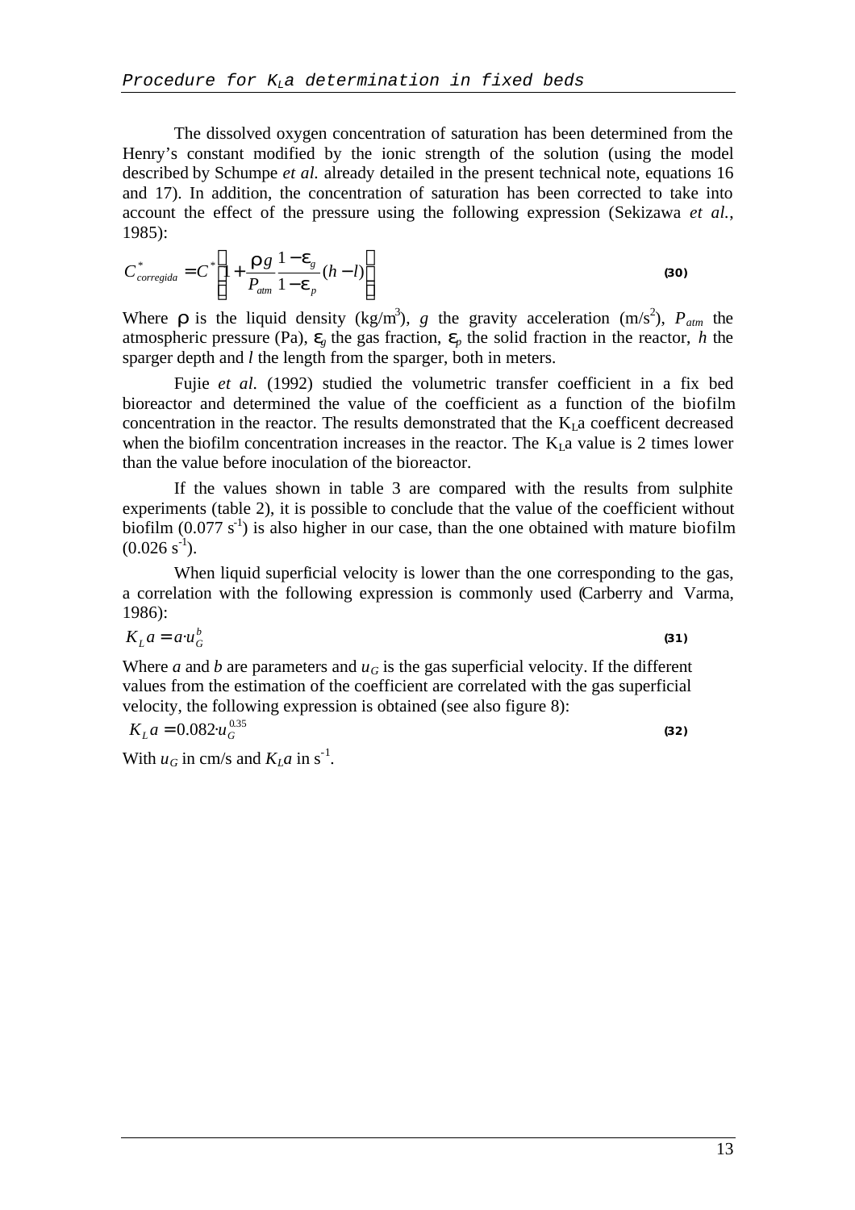The dissolved oxygen concentration of saturation has been determined from the Henry's constant modified by the ionic strength of the solution (using the model described by Schumpe *et al.* already detailed in the present technical note, equations 16 and 17). In addition, the concentration of saturation has been corrected to take into account the effect of the pressure using the following expression (Sekizawa *et al.*, 1985):

$$C^*_{corregida} = C^*\left(1 + \frac{\rho g}{P_{atm}}\frac{1-\varepsilon_g}{1-\varepsilon_p}(h-l)\right) \tag{30}$$

Where $\rho$ is the liquid density ($kg/m^3$), $g$ the gravity acceleration ($m/s^2$), $P_{atm}$ the atmospheric pressure (Pa), $\varepsilon_g$ the gas fraction, $\varepsilon_p$ the solid fraction in the reactor, $h$ the sparger depth and $l$ the length from the sparger, both in meters.

Fujie *et al.* (1992) studied the volumetric transfer coefficient in a fix bed bioreactor and determined the value of the coefficient as a function of the biofilm concentration in the reactor. The results demonstrated that the $K_La$ coefficent decreased when the biofilm concentration increases in the reactor. The $K_La$ value is 2 times lower than the value before inoculation of the bioreactor.

If the values shown in table 3 are compared with the results from sulphite experiments (table 2), it is possible to conclude that the value of the coefficient without biofilm (0.077 $s^{-1}$) is also higher in our case, than the one obtained with mature biofilm (0.026 $s^{-1}$).

When liquid superficial velocity is lower than the one corresponding to the gas, a correlation with the following expression is commonly used (Carberry and Varma, 1986):

$$K_L a = a \cdot u_G^b \tag{31}$$

Where $a$ and $b$ are parameters and $u_G$ is the gas superficial velocity. If the different values from the estimation of the coefficient are correlated with the gas superficial velocity, the following expression is obtained (see also figure 8):

$$K_L a = 0.082 \cdot u_G^{0.35} \tag{32}$$

With $u_G$ in cm/s and $K_La$ in $s^{-1}$.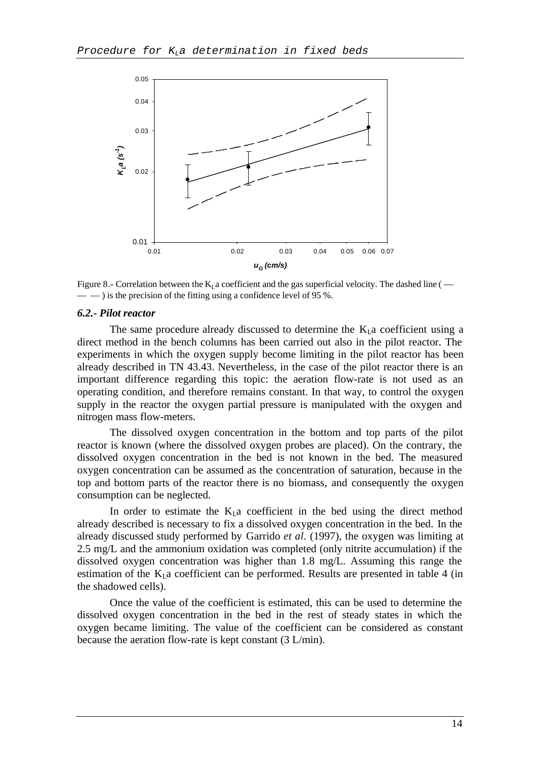Figure 8.- Correlation between the $K_La$ coefficient and the gas superficial velocity. The dashed line ( — — — ) is the precision of the fitting using a confidence level of 95 %.

### *6.2.- Pilot reactor*

The same procedure already discussed to determine the $K_La$ coefficient using a direct method in the bench columns has been carried out also in the pilot reactor. The experiments in which the oxygen supply become limiting in the pilot reactor has been already described in TN 43.43. Nevertheless, in the case of the pilot reactor there is an important difference regarding this topic: the aeration flow-rate is not used as an operating condition, and therefore remains constant. In that way, to control the oxygen supply in the reactor the oxygen partial pressure is manipulated with the oxygen and nitrogen mass flow-meters.

The dissolved oxygen concentration in the bottom and top parts of the pilot reactor is known (where the dissolved oxygen probes are placed). On the contrary, the dissolved oxygen concentration in the bed is not known in the bed. The measured oxygen concentration can be assumed as the concentration of saturation, because in the top and bottom parts of the reactor there is no biomass, and consequently the oxygen consumption can be neglected.

In order to estimate the $K_La$ coefficient in the bed using the direct method already described is necessary to fix a dissolved oxygen concentration in the bed. In the already discussed study performed by Garrido *et al.* (1997), the oxygen was limiting at 2.5 mg/L and the ammonium oxidation was completed (only nitrite accumulation) if the dissolved oxygen concentration was higher than 1.8 mg/L. Assuming this range the estimation of the $K_La$ coefficient can be performed. Results are presented in table 4 (in the shadowed cells).

Once the value of the coefficient is estimated, this can be used to determine the dissolved oxygen concentration in the bed in the rest of steady states in which the oxygen became limiting. The value of the coefficient can be considered as constant because the aeration flow-rate is kept constant (3 L/min).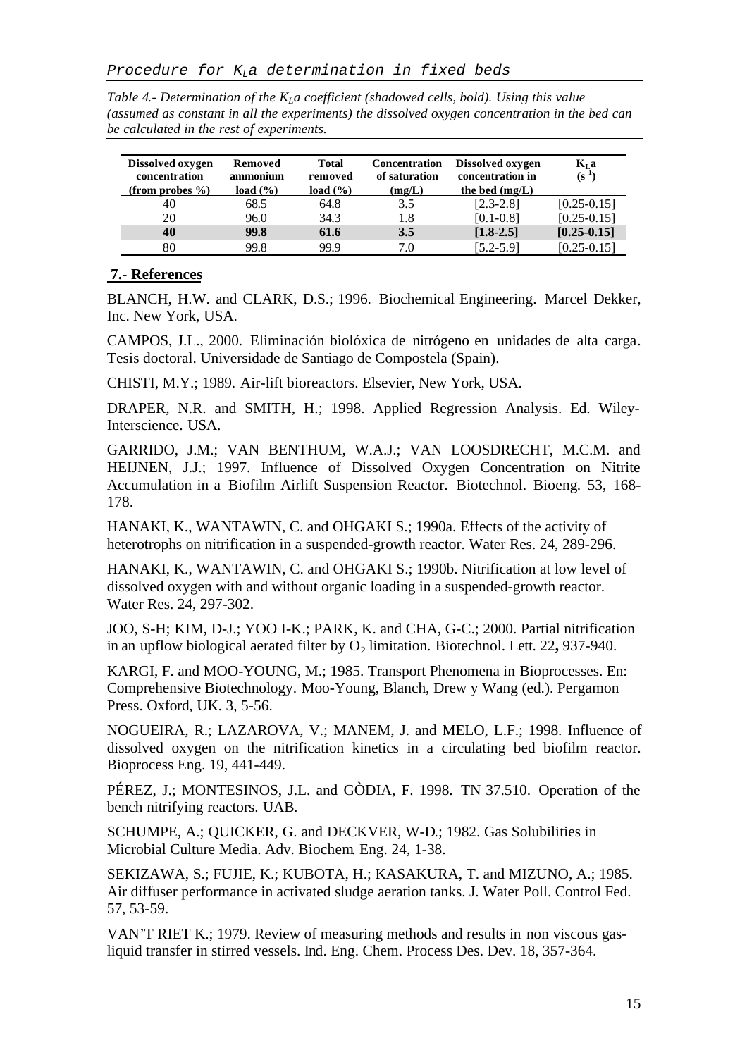*Procedure for $K_La$ determination in fixed beds*

*Table 4.- Determination of the $K_La$ coefficient (shadowed cells, bold). Using this value (assumed as constant in all the experiments) the dissolved oxygen concentration in the bed can be calculated in the rest of experiments.*

| Dissolved oxygen concentration (from probes %) | Removed ammonium load (%) | Total removed load (%) | Concentration of saturation (mg/L) | Dissolved oxygen concentration in the bed (mg/L) | $K_La$ ($s^{-1}$) |
|---|---|---|---|---|---|
| 40 | 68.5 | 64.8 | 3.5 | [2.3-2.8] | [0.25-0.15] |
| 20 | 96.0 | 34.3 | 1.8 | [0.1-0.8] | [0.25-0.15] |
| **40** | **99.8** | **61.6** | **3.5** | **[1.8-2.5]** | **[0.25-0.15]** |
| 80 | 99.8 | 99.9 | 7.0 | [5.2-5.9] | [0.25-0.15] |

## 7.- References

BLANCH, H.W. and CLARK, D.S.; 1996. Biochemical Engineering. Marcel Dekker, Inc. New York, USA.

CAMPOS, J.L., 2000. Eliminación biolóxica de nitrógeno en unidades de alta carga. Tesis doctoral. Universidade de Santiago de Compostela (Spain).

CHISTI, M.Y.; 1989. Air-lift bioreactors. Elsevier, New York, USA.

DRAPER, N.R. and SMITH, H.; 1998. Applied Regression Analysis. Ed. Wiley-Interscience. USA.

GARRIDO, J.M.; VAN BENTHUM, W.A.J.; VAN LOOSDRECHT, M.C.M. and HEIJNEN, J.J.; 1997. Influence of Dissolved Oxygen Concentration on Nitrite Accumulation in a Biofilm Airlift Suspension Reactor. Biotechnol. Bioeng. 53, 168-178.

HANAKI, K., WANTAWIN, C. and OHGAKI S.; 1990a. Effects of the activity of heterotrophs on nitrification in a suspended-growth reactor. Water Res. 24, 289-296.

HANAKI, K., WANTAWIN, C. and OHGAKI S.; 1990b. Nitrification at low level of dissolved oxygen with and without organic loading in a suspended-growth reactor. Water Res. 24, 297-302.

JOO, S-H; KIM, D-J.; YOO I-K.; PARK, K. and CHA, G-C.; 2000. Partial nitrification in an upflow biological aerated filter by $O_2$ limitation. Biotechnol. Lett. 22**,** 937-940.

KARGI, F. and MOO-YOUNG, M.; 1985. Transport Phenomena in Bioprocesses. En: Comprehensive Biotechnology. Moo-Young, Blanch, Drew y Wang (ed.). Pergamon Press. Oxford, UK. 3, 5-56.

NOGUEIRA, R.; LAZAROVA, V.; MANEM, J. and MELO, L.F.; 1998. Influence of dissolved oxygen on the nitrification kinetics in a circulating bed biofilm reactor. Bioprocess Eng. 19, 441-449.

PÉREZ, J.; MONTESINOS, J.L. and GÒDIA, F. 1998. TN 37.510. Operation of the bench nitrifying reactors. UAB.

SCHUMPE, A.; QUICKER, G. and DECKVER, W-D.; 1982. Gas Solubilities in Microbial Culture Media. Adv. Biochem. Eng. 24, 1-38.

SEKIZAWA, S.; FUJIE, K.; KUBOTA, H.; KASAKURA, T. and MIZUNO, A.; 1985. Air diffuser performance in activated sludge aeration tanks. J. Water Poll. Control Fed. 57, 53-59.

VAN'T RIET K.; 1979. Review of measuring methods and results in non viscous gas-liquid transfer in stirred vessels. Ind. Eng. Chem. Process Des. Dev. 18, 357-364.